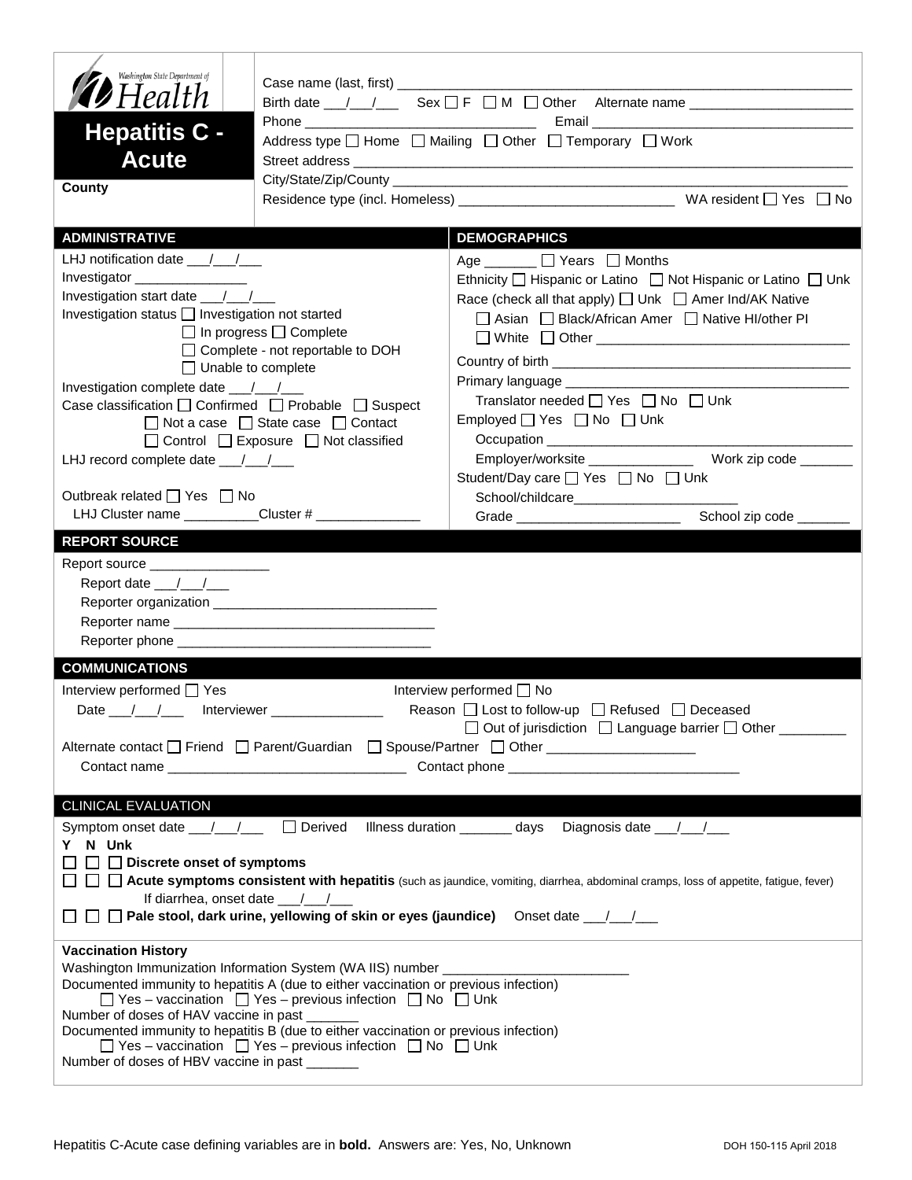Washington State Department of Health

# Hepatitis C - Acute

**County**

Case name (last, first) ______________________________
Birth date ___/___/___ Sex ☐ F ☐ M ☐ Other Alternate name ______________________
Phone ______________________________ Email ______________________________
Address type ☐ Home ☐ Mailing ☐ Other ☐ Temporary ☐ Work
Street address ______________________________
City/State/Zip/County ______________________________
Residence type (incl. Homeless) ____________________________ WA resident ☐ Yes ☐ No

## ADMINISTRATIVE

LHJ notification date ___/___/___
Investigator _______________
Investigation start date ___/___/___
Investigation status ☐ Investigation not started ☐ In progress ☐ Complete ☐ Complete - not reportable to DOH ☐ Unable to complete
Investigation complete date ___/___/___
Case classification ☐ Confirmed ☐ Probable ☐ Suspect ☐ Not a case ☐ State case ☐ Contact ☐ Control ☐ Exposure ☐ Not classified
LHJ record complete date ___/___/___

Outbreak related ☐ Yes ☐ No
LHJ Cluster name __________Cluster # ______________

## DEMOGRAPHICS

Age _______ ☐ Years ☐ Months
Ethnicity ☐ Hispanic or Latino ☐ Not Hispanic or Latino ☐ Unk
Race (check all that apply) ☐ Unk ☐ Amer Ind/AK Native ☐ Asian ☐ Black/African Amer ☐ Native HI/other PI ☐ White ☐ Other ______________________
Country of birth ______________________
Primary language ______________________
Translator needed ☐ Yes ☐ No ☐ Unk
Employed ☐ Yes ☐ No ☐ Unk
Occupation ______________________
Employer/worksite ______________ Work zip code _______
Student/Day care ☐ Yes ☐ No ☐ Unk
School/childcare______________________
Grade ______________________ School zip code _______

## REPORT SOURCE

Report source ________________
Report date ___/___/___
Reporter organization ______________________________
Reporter name ______________________________
Reporter phone ______________________________

## COMMUNICATIONS

Interview performed ☐ Yes
Date ___/___/___ Interviewer _______________

Interview performed ☐ No
Reason ☐ Lost to follow-up ☐ Refused ☐ Deceased ☐ Out of jurisdiction ☐ Language barrier ☐ Other _________

Alternate contact ☐ Friend ☐ Parent/Guardian ☐ Spouse/Partner ☐ Other ____________________
Contact name ______________________________ Contact phone ______________________________

## CLINICAL EVALUATION

Symptom onset date ___/___/___ ☐ Derived Illness duration _______ days Diagnosis date ___/___/___

Y N Unk
☐ ☐ ☐ **Discrete onset of symptoms**
☐ ☐ ☐ **Acute symptoms consistent with hepatitis** (such as jaundice, vomiting, diarrhea, abdominal cramps, loss of appetite, fatigue, fever)
If diarrhea, onset date ___/___/___
☐ ☐ ☐ **Pale stool, dark urine, yellowing of skin or eyes (jaundice)** Onset date ___/___/___

**Vaccination History**

Washington Immunization Information System (WA IIS) number ________________________
Documented immunity to hepatitis A (due to either vaccination or previous infection)
☐ Yes – vaccination ☐ Yes – previous infection ☐ No ☐ Unk
Number of doses of HAV vaccine in past _______
Documented immunity to hepatitis B (due to either vaccination or previous infection)
☐ Yes – vaccination ☐ Yes – previous infection ☐ No ☐ Unk
Number of doses of HBV vaccine in past _______

Hepatitis C-Acute case defining variables are in **bold.** Answers are: Yes, No, Unknown

DOH 150-115 April 2018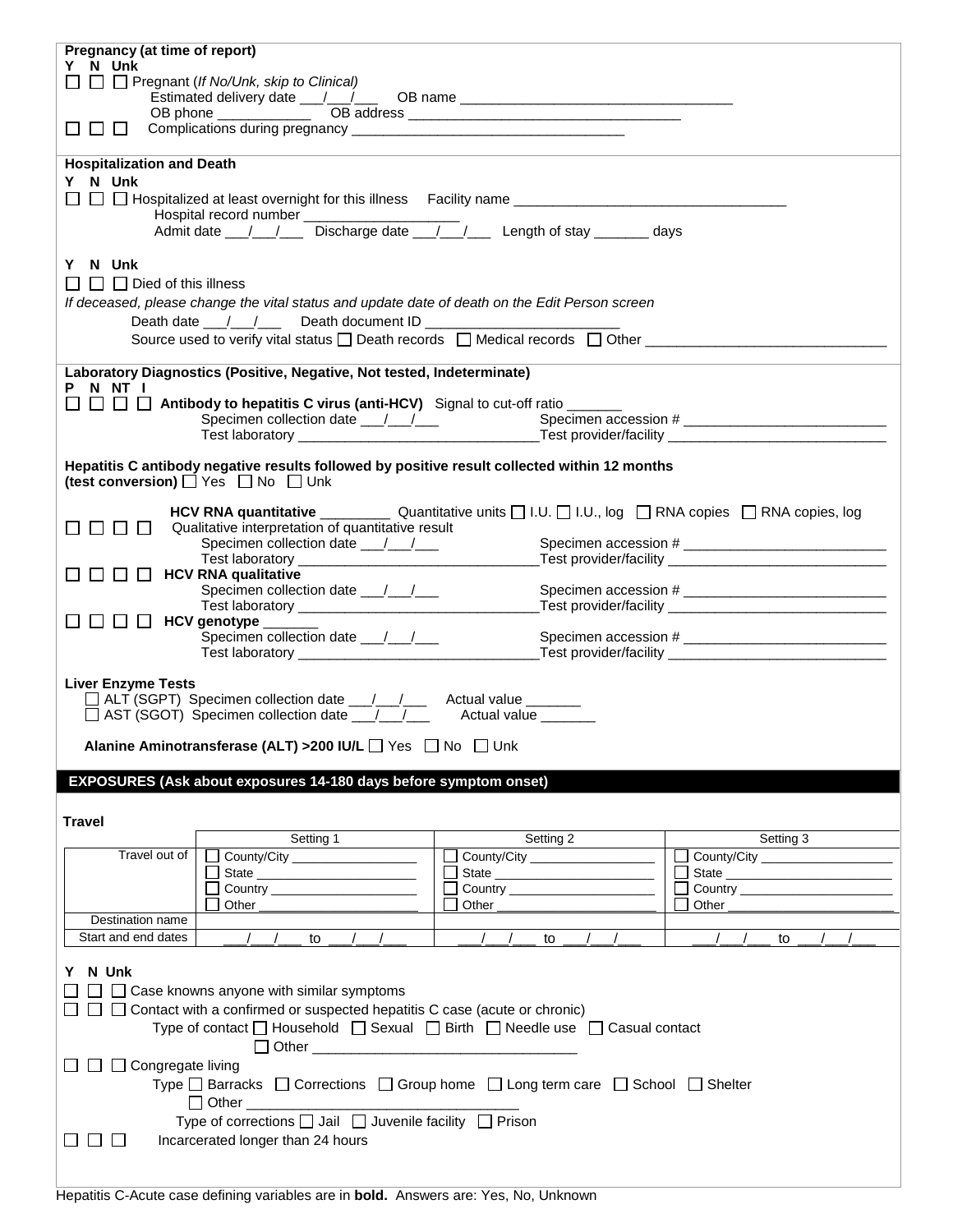**Pregnancy (at time of report)**

**Y N Unk**

☐ ☐ ☐ Pregnant (*If No/Unk, skip to Clinical)*

Estimated delivery date ___/___/___ OB name ___________________________________

OB phone ___________ OB address ___________________________________

☐ ☐ ☐ Complications during pregnancy ___________________________________

**Hospitalization and Death**

**Y N Unk**

☐ ☐ ☐ Hospitalized at least overnight for this illness Facility name ___________________________________

Hospital record number ____________________

Admit date ___/___/___ Discharge date ___/___/___ Length of stay _______ days

**Y N Unk**

☐ ☐ ☐ Died of this illness

*If deceased, please change the vital status and update date of death on the Edit Person screen*

Death date ___/___/___ Death document ID ________________________

Source used to verify vital status ☐ Death records ☐ Medical records ☐ Other _______________________________

**Laboratory Diagnostics (Positive, Negative, Not tested, Indeterminate)**

**P N NT I**

☐ ☐ ☐ ☐ **Antibody to hepatitis C virus (anti-HCV)** Signal to cut-off ratio _______

Specimen collection date ___/___/___ Specimen accession # __________________________

Test laboratory _______________________________ Test provider/facility _____________________________

**Hepatitis C antibody negative results followed by positive result collected within 12 months (test conversion)** ☐ Yes ☐ No ☐ Unk

**HCV RNA quantitative** _________ Quantitative units ☐ I.U. ☐ I.U., log ☐ RNA copies ☐ RNA copies, log

☐ ☐ ☐ ☐ Qualitative interpretation of quantitative result

Specimen collection date ___/___/___ Specimen accession # __________________________

Test laboratory _______________________________ Test provider/facility _____________________________

☐ ☐ ☐ ☐ **HCV RNA qualitative**

Specimen collection date ___/___/___ Specimen accession # __________________________

Test laboratory _______________________________ Test provider/facility _____________________________

☐ ☐ ☐ ☐ **HCV genotype** _______

Specimen collection date ___/___/___ Specimen accession # __________________________

Test laboratory _______________________________ Test provider/facility _____________________________

**Liver Enzyme Tests**

☐ ALT (SGPT) Specimen collection date ___/___/___ Actual value _______

☐ AST (SGOT) Specimen collection date ___/___/___ Actual value _______

**Alanine Aminotransferase (ALT) >200 IU/L** ☐ Yes ☐ No ☐ Unk

## EXPOSURES (Ask about exposures 14-180 days before symptom onset)

**Travel**

| | Setting 1 | Setting 2 | Setting 3 |
|---|---|---|---|
| Travel out of | ☐ County/City ________________ ☐ State ____________________ ☐ Country ___________________ ☐ Other _____________________ | ☐ County/City ________________ ☐ State ____________________ ☐ Country ___________________ ☐ Other _____________________ | ☐ County/City ________________ ☐ State ____________________ ☐ Country ___________________ ☐ Other _____________________ |
| Destination name | | | |
| Start and end dates | ___/___/___ to ___/___/___ | ___/___/___ to ___/___/___ | ___/___/___ to ___/___/___ |

**Y N Unk**

☐ ☐ ☐ Case knowns anyone with similar symptoms

☐ ☐ ☐ Contact with a confirmed or suspected hepatitis C case (acute or chronic)

Type of contact ☐ Household ☐ Sexual ☐ Birth ☐ Needle use ☐ Casual contact

☐ Other _________________________________

☐ ☐ ☐ Congregate living

Type ☐ Barracks ☐ Corrections ☐ Group home ☐ Long term care ☐ School ☐ Shelter

☐ Other ___________________________________

Type of corrections ☐ Jail ☐ Juvenile facility ☐ Prison

☐ ☐ ☐ Incarcerated longer than 24 hours

Hepatitis C-Acute case defining variables are in **bold.** Answers are: Yes, No, Unknown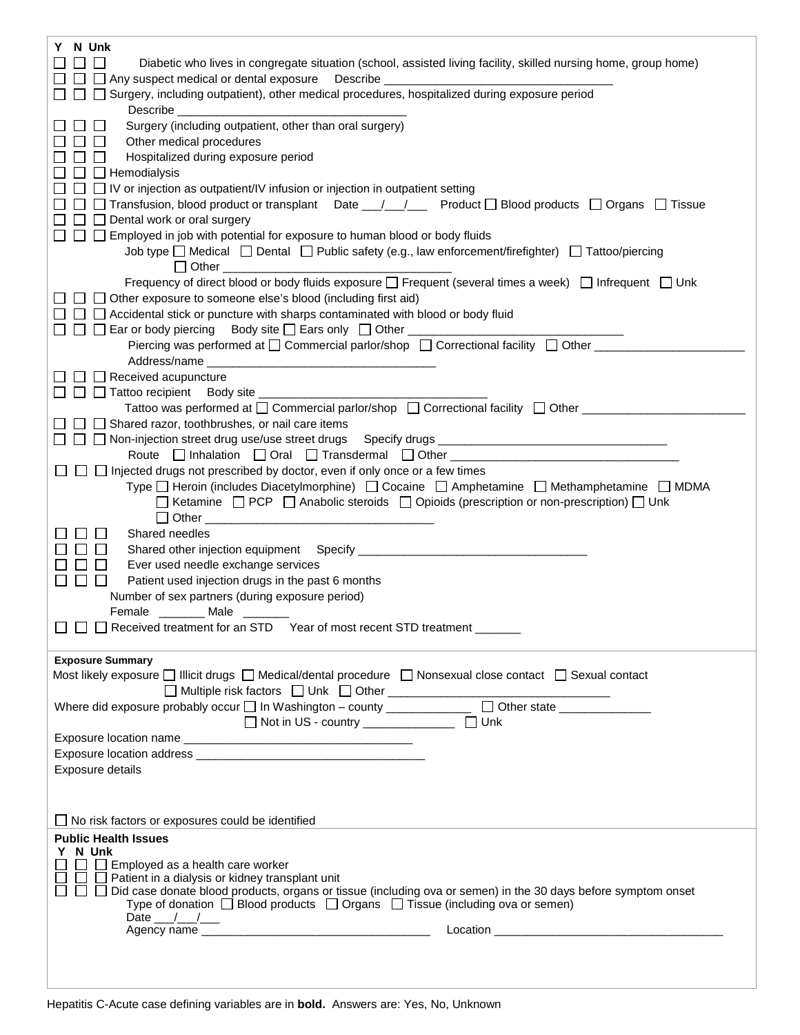Y N Unk

☐ ☐ ☐ Diabetic who lives in congregate situation (school, assisted living facility, skilled nursing home, group home)

☐ ☐ ☐ Any suspect medical or dental exposure  Describe ___________________________________

☐ ☐ ☐ Surgery, including outpatient), other medical procedures, hospitalized during exposure period
   Describe ___________________________________

☐ ☐ ☐ Surgery (including outpatient, other than oral surgery)

☐ ☐ ☐ Other medical procedures

☐ ☐ ☐ Hospitalized during exposure period

☐ ☐ ☐ Hemodialysis

☐ ☐ ☐ IV or injection as outpatient/IV infusion or injection in outpatient setting

☐ ☐ ☐ Transfusion, blood product or transplant  Date ___/___/___  Product ☐ Blood products ☐ Organs ☐ Tissue

☐ ☐ ☐ Dental work or oral surgery

☐ ☐ ☐ Employed in job with potential for exposure to human blood or body fluids
   Job type ☐ Medical ☐ Dental ☐ Public safety (e.g., law enforcement/firefighter) ☐ Tattoo/piercing
   ☐ Other ___________________________________
   Frequency of direct blood or body fluids exposure ☐ Frequent (several times a week) ☐ Infrequent ☐ Unk

☐ ☐ ☐ Other exposure to someone else's blood (including first aid)

☐ ☐ ☐ Accidental stick or puncture with sharps contaminated with blood or body fluid

☐ ☐ ☐ Ear or body piercing  Body site ☐ Ears only ☐ Other ________________________________
   Piercing was performed at ☐ Commercial parlor/shop ☐ Correctional facility ☐ Other ______________________
   Address/name ___________________________________

☐ ☐ ☐ Received acupuncture

☐ ☐ ☐ Tattoo recipient  Body site ___________________________________
   Tattoo was performed at ☐ Commercial parlor/shop ☐ Correctional facility ☐ Other ________________________

☐ ☐ ☐ Shared razor, toothbrushes, or nail care items

☐ ☐ ☐ Non-injection street drug use/use street drugs  Specify drugs ___________________________________
   Route ☐ Inhalation ☐ Oral ☐ Transdermal ☐ Other ___________________________________

☐ ☐ ☐ Injected drugs not prescribed by doctor, even if only once or a few times
   Type ☐ Heroin (includes Diacetylmorphine) ☐ Cocaine ☐ Amphetamine ☐ Methamphetamine ☐ MDMA
   ☐ Ketamine ☐ PCP ☐ Anabolic steroids ☐ Opioids (prescription or non-prescription) ☐ Unk
   ☐ Other ___________________________________

☐ ☐ ☐ Shared needles

☐ ☐ ☐ Shared other injection equipment  Specify ___________________________________

☐ ☐ ☐ Ever used needle exchange services

☐ ☐ ☐ Patient used injection drugs in the past 6 months

Number of sex partners (during exposure period)
Female _______ Male _______

☐ ☐ ☐ Received treatment for an STD  Year of most recent STD treatment _______

**Exposure Summary**

Most likely exposure ☐ Illicit drugs ☐ Medical/dental procedure ☐ Nonsexual close contact ☐ Sexual contact
☐ Multiple risk factors ☐ Unk ☐ Other _________________________________

Where did exposure probably occur ☐ In Washington – county _____________ ☐ Other state ______________
☐ Not in US - country ______________ ☐ Unk

Exposure location name ___________________________________

Exposure location address ___________________________________

Exposure details

☐ No risk factors or exposures could be identified

**Public Health Issues**

Y N Unk

☐ ☐ ☐ Employed as a health care worker

☐ ☐ ☐ Patient in a dialysis or kidney transplant unit

☐ ☐ ☐ Did case donate blood products, organs or tissue (including ova or semen) in the 30 days before symptom onset
   Type of donation ☐ Blood products ☐ Organs ☐ Tissue (including ova or semen)
   Date ___/___/___
   Agency name ___________________________________  Location ___________________________________

Hepatitis C-Acute case defining variables are in **bold.** Answers are: Yes, No, Unknown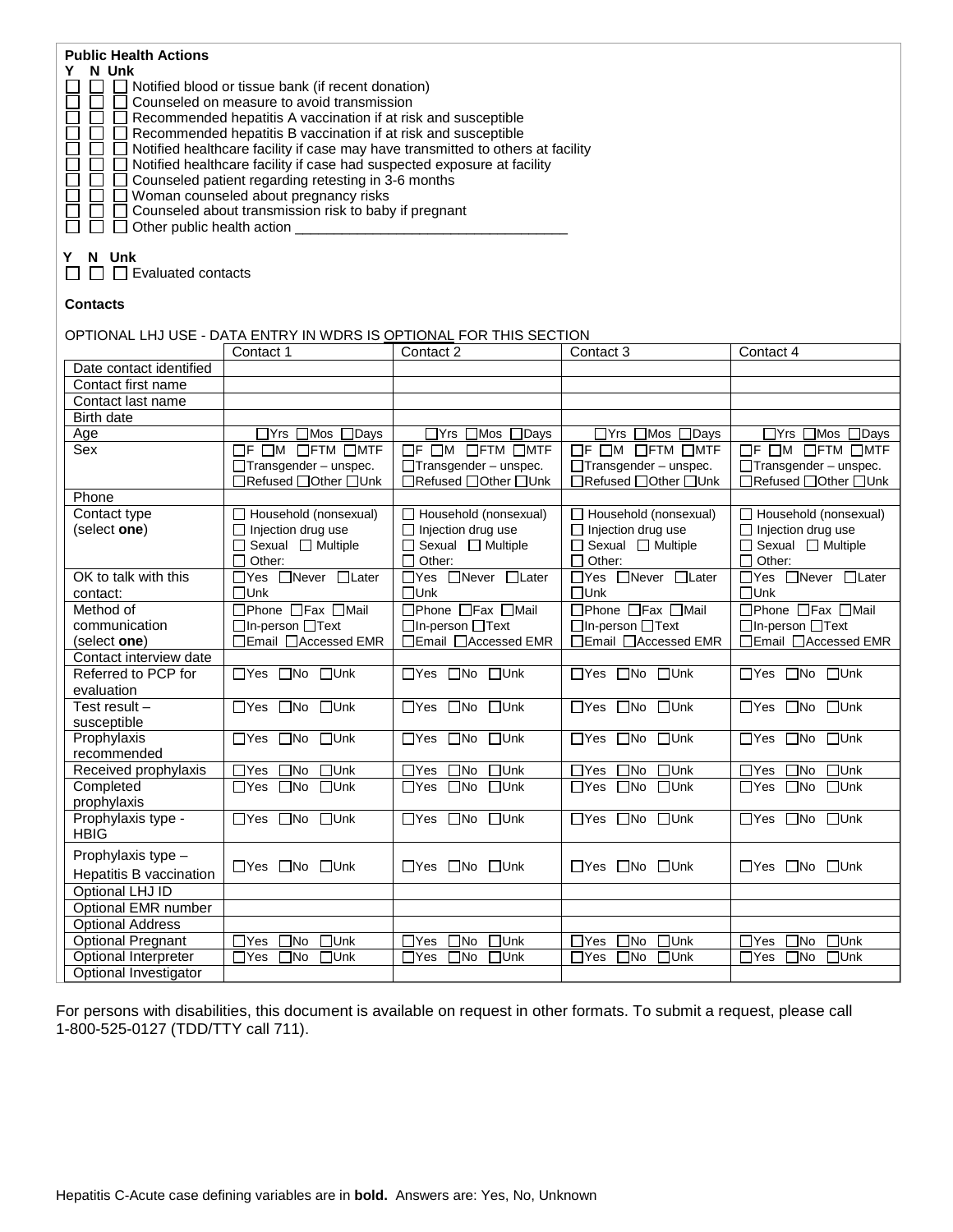**Public Health Actions**

**Y N Unk**

☐ ☐ ☐ Notified blood or tissue bank (if recent donation)
☐ ☐ ☐ Counseled on measure to avoid transmission
☐ ☐ ☐ Recommended hepatitis A vaccination if at risk and susceptible
☐ ☐ ☐ Recommended hepatitis B vaccination if at risk and susceptible
☐ ☐ ☐ Notified healthcare facility if case may have transmitted to others at facility
☐ ☐ ☐ Notified healthcare facility if case had suspected exposure at facility
☐ ☐ ☐ Counseled patient regarding retesting in 3-6 months
☐ ☐ ☐ Woman counseled about pregnancy risks
☐ ☐ ☐ Counseled about transmission risk to baby if pregnant
☐ ☐ ☐ Other public health action ___________________________________

**Y N Unk**

☐ ☐ ☐ Evaluated contacts

**Contacts**

OPTIONAL LHJ USE - DATA ENTRY IN WDRS IS OPTIONAL FOR THIS SECTION

| | Contact 1 | Contact 2 | Contact 3 | Contact 4 |
|---|---|---|---|---|
| Date contact identified | | | | |
| Contact first name | | | | |
| Contact last name | | | | |
| Birth date | | | | |
| Age | ☐Yrs ☐Mos ☐Days | ☐Yrs ☐Mos ☐Days | ☐Yrs ☐Mos ☐Days | ☐Yrs ☐Mos ☐Days |
| Sex | ☐F ☐M ☐FTM ☐MTF ☐Transgender – unspec. ☐Refused ☐Other ☐Unk | ☐F ☐M ☐FTM ☐MTF ☐Transgender – unspec. ☐Refused ☐Other ☐Unk | ☐F ☐M ☐FTM ☐MTF ☐Transgender – unspec. ☐Refused ☐Other ☐Unk | ☐F ☐M ☐FTM ☐MTF ☐Transgender – unspec. ☐Refused ☐Other ☐Unk |
| Phone | | | | |
| Contact type (select **one**) | ☐ Household (nonsexual) ☐ Injection drug use ☐ Sexual ☐ Multiple ☐ Other: | ☐ Household (nonsexual) ☐ Injection drug use ☐ Sexual ☐ Multiple ☐ Other: | ☐ Household (nonsexual) ☐ Injection drug use ☐ Sexual ☐ Multiple ☐ Other: | ☐ Household (nonsexual) ☐ Injection drug use ☐ Sexual ☐ Multiple ☐ Other: |
| OK to talk with this contact: | ☐Yes ☐Never ☐Later ☐Unk | ☐Yes ☐Never ☐Later ☐Unk | ☐Yes ☐Never ☐Later ☐Unk | ☐Yes ☐Never ☐Later ☐Unk |
| Method of communication (select **one**) | ☐Phone ☐Fax ☐Mail ☐In-person ☐Text ☐Email ☐Accessed EMR | ☐Phone ☐Fax ☐Mail ☐In-person ☐Text ☐Email ☐Accessed EMR | ☐Phone ☐Fax ☐Mail ☐In-person ☐Text ☐Email ☐Accessed EMR | ☐Phone ☐Fax ☐Mail ☐In-person ☐Text ☐Email ☐Accessed EMR |
| Contact interview date | | | | |
| Referred to PCP for evaluation | ☐Yes ☐No ☐Unk | ☐Yes ☐No ☐Unk | ☐Yes ☐No ☐Unk | ☐Yes ☐No ☐Unk |
| Test result – susceptible | ☐Yes ☐No ☐Unk | ☐Yes ☐No ☐Unk | ☐Yes ☐No ☐Unk | ☐Yes ☐No ☐Unk |
| Prophylaxis recommended | ☐Yes ☐No ☐Unk | ☐Yes ☐No ☐Unk | ☐Yes ☐No ☐Unk | ☐Yes ☐No ☐Unk |
| Received prophylaxis | ☐Yes ☐No ☐Unk | ☐Yes ☐No ☐Unk | ☐Yes ☐No ☐Unk | ☐Yes ☐No ☐Unk |
| Completed prophylaxis | ☐Yes ☐No ☐Unk | ☐Yes ☐No ☐Unk | ☐Yes ☐No ☐Unk | ☐Yes ☐No ☐Unk |
| Prophylaxis type - HBIG | ☐Yes ☐No ☐Unk | ☐Yes ☐No ☐Unk | ☐Yes ☐No ☐Unk | ☐Yes ☐No ☐Unk |
| Prophylaxis type – Hepatitis B vaccination | ☐Yes ☐No ☐Unk | ☐Yes ☐No ☐Unk | ☐Yes ☐No ☐Unk | ☐Yes ☐No ☐Unk |
| Optional LHJ ID | | | | |
| Optional EMR number | | | | |
| Optional Address | | | | |
| Optional Pregnant | ☐Yes ☐No ☐Unk | ☐Yes ☐No ☐Unk | ☐Yes ☐No ☐Unk | ☐Yes ☐No ☐Unk |
| Optional Interpreter | ☐Yes ☐No ☐Unk | ☐Yes ☐No ☐Unk | ☐Yes ☐No ☐Unk | ☐Yes ☐No ☐Unk |
| Optional Investigator | | | | |

For persons with disabilities, this document is available on request in other formats. To submit a request, please call 1-800-525-0127 (TDD/TTY call 711).

Hepatitis C-Acute case defining variables are in **bold.** Answers are: Yes, No, Unknown